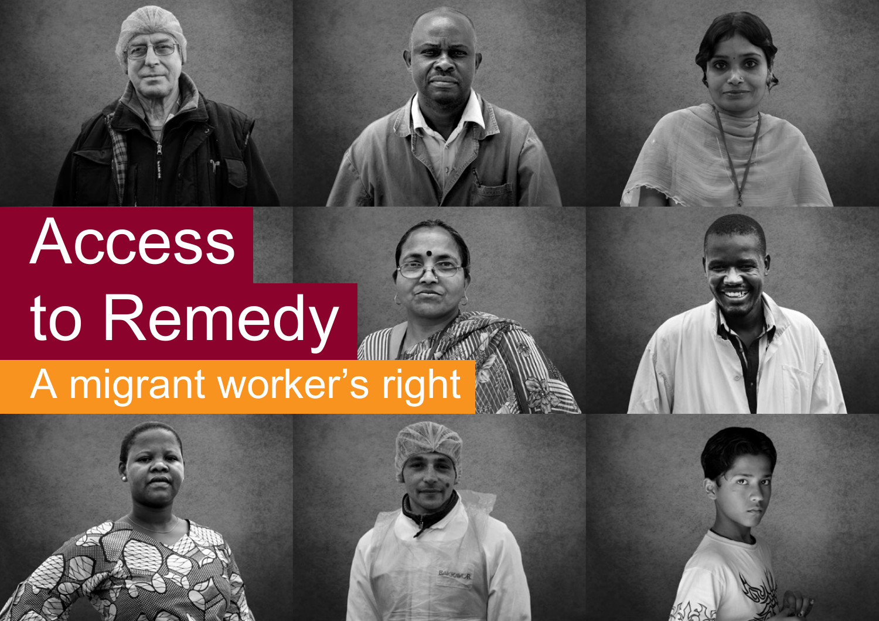# Access to Remedy

## A migrant worker's right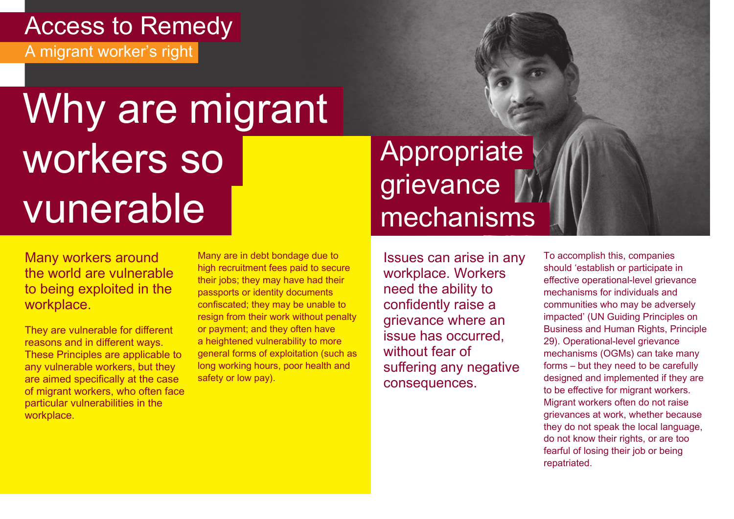# Access to Remedy

A migrant worker's right

## Why are migrant workers so vunerable

Many workers around the world are vulnerable to being exploited in the workplace.

They are vulnerable for different reasons and in different ways. These Principles are applicable to any vulnerable workers, but they are aimed specifically at the case of migrant workers, who often face particular vulnerabilities in the workplace.

Many are in debt bondage due to high recruitment fees paid to secure their jobs; they may have had their passports or identity documents confiscated; they may be unable to resign from their work without penalty or payment; and they often have a heightened vulnerability to more general forms of exploitation (such as long working hours, poor health and safety or low pay).

## Appropriate grievance mechanisms

Issues can arise in any workplace. Workers need the ability to confidently raise a grievance where an issue has occurred, without fear of suffering any negative consequences.

To accomplish this, companies should 'establish or participate in effective operational-level grievance mechanisms for individuals and communities who may be adversely impacted' (UN Guiding Principles on Business and Human Rights, Principle 29). Operational-level grievance mechanisms (OGMs) can take many forms – but they need to be carefully designed and implemented if they are to be effective for migrant workers. Migrant workers often do not raise grievances at work, whether because they do not speak the local language, do not know their rights, or are too fearful of losing their job or being repatriated.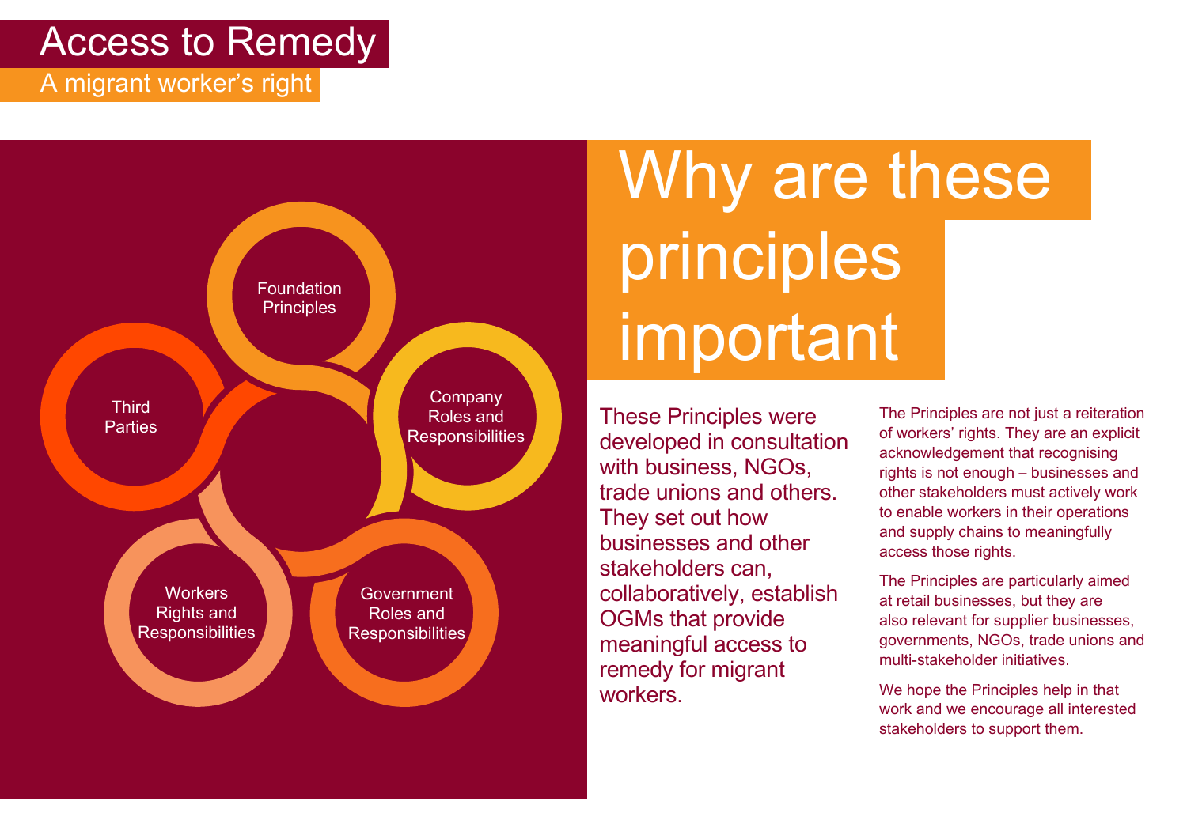# Access to Remedy

A migrant worker's right

Foundation Principles

Company Roles and Responsibilities

Government Roles and Responsibilities

Workers Rights and Responsibilities

Third Parties

## Why are these principles important

These Principles were developed in consultation with business, NGOs, trade unions and others. They set out how businesses and other stakeholders can, collaboratively, establish OGMs that provide meaningful access to remedy for migrant workers.

The Principles are not just a reiteration of workers' rights. They are an explicit acknowledgement that recognising rights is not enough – businesses and other stakeholders must actively work to enable workers in their operations and supply chains to meaningfully access those rights.

The Principles are particularly aimed at retail businesses, but they are also relevant for supplier businesses, governments, NGOs, trade unions and multi-stakeholder initiatives.

We hope the Principles help in that work and we encourage all interested stakeholders to support them.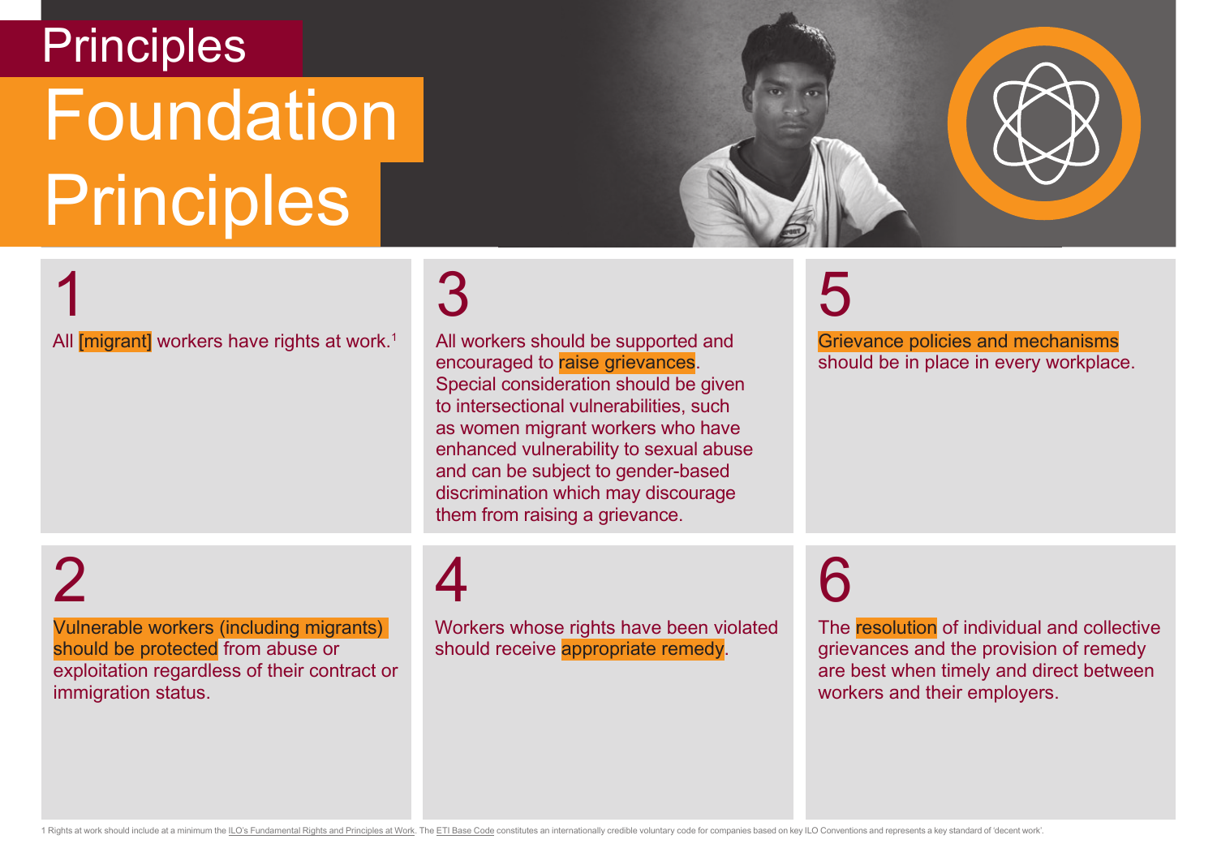Principles

# Foundation Principles

## 1

All [migrant] workers have rights at work.[1]

## 2

Vulnerable workers (including migrants) should be protected from abuse or exploitation regardless of their contract or immigration status.

## 3

All workers should be supported and encouraged to raise grievances. Special consideration should be given to intersectional vulnerabilities, such as women migrant workers who have enhanced vulnerability to sexual abuse and can be subject to gender-based discrimination which may discourage them from raising a grievance.

## 4

Workers whose rights have been violated should receive appropriate remedy.

## 5

Grievance policies and mechanisms should be in place in every workplace.

## 6

The resolution of individual and collective grievances and the provision of remedy are best when timely and direct between workers and their employers.

---

1 Rights at work should include at a minimum the ILO's Fundamental Rights and Principles at Work. The ETI Base Code constitutes an internationally credible voluntary code for companies based on key ILO Conventions and represents a key standard of 'decent work'.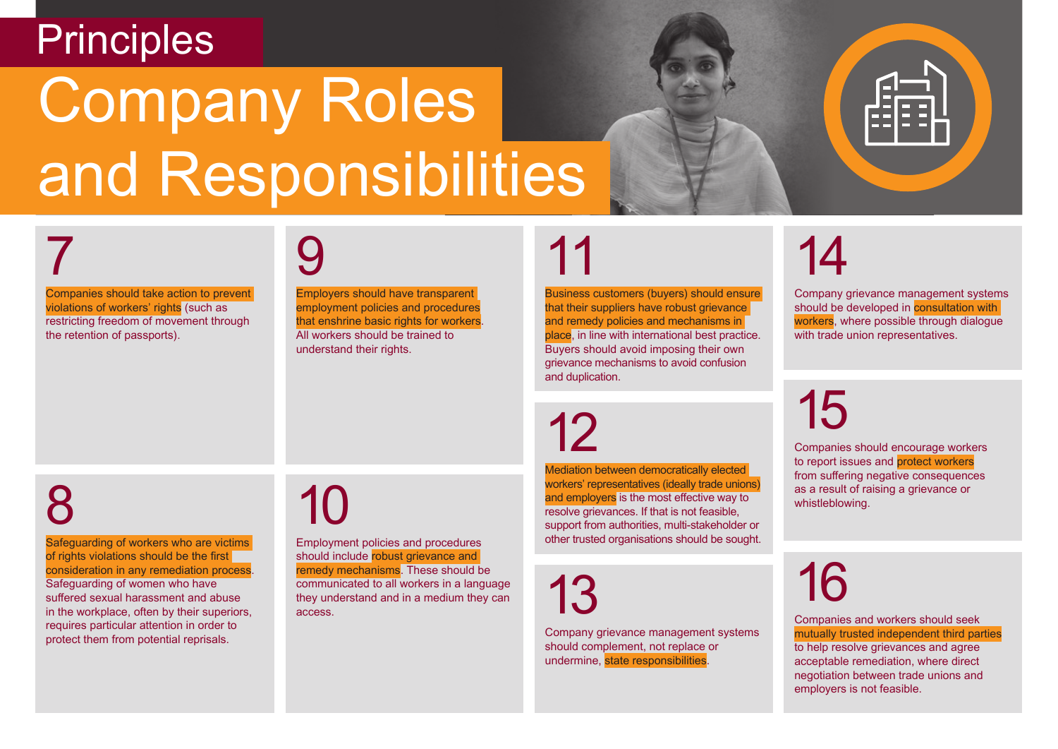# Principles

# Company Roles and Responsibilities

## 7

Companies should take action to prevent violations of workers' rights (such as restricting freedom of movement through the retention of passports).

## 8

Safeguarding of workers who are victims of rights violations should be the first consideration in any remediation process. Safeguarding of women who have suffered sexual harassment and abuse in the workplace, often by their superiors, requires particular attention in order to protect them from potential reprisals.

## 9

Employers should have transparent employment policies and procedures that enshrine basic rights for workers. All workers should be trained to understand their rights.

## 10

Employment policies and procedures should include robust grievance and remedy mechanisms. These should be communicated to all workers in a language they understand and in a medium they can access.

## 11

Business customers (buyers) should ensure that their suppliers have robust grievance and remedy policies and mechanisms in place, in line with international best practice. Buyers should avoid imposing their own grievance mechanisms to avoid confusion and duplication.

## 12

Mediation between democratically elected workers' representatives (ideally trade unions) and employers is the most effective way to resolve grievances. If that is not feasible, support from authorities, multi-stakeholder or other trusted organisations should be sought.

## 13

Company grievance management systems should complement, not replace or undermine, state responsibilities.

## 14

Company grievance management systems should be developed in consultation with workers, where possible through dialogue with trade union representatives.

## 15

Companies should encourage workers to report issues and protect workers from suffering negative consequences as a result of raising a grievance or whistleblowing.

## 16

Companies and workers should seek mutually trusted independent third parties to help resolve grievances and agree acceptable remediation, where direct negotiation between trade unions and employers is not feasible.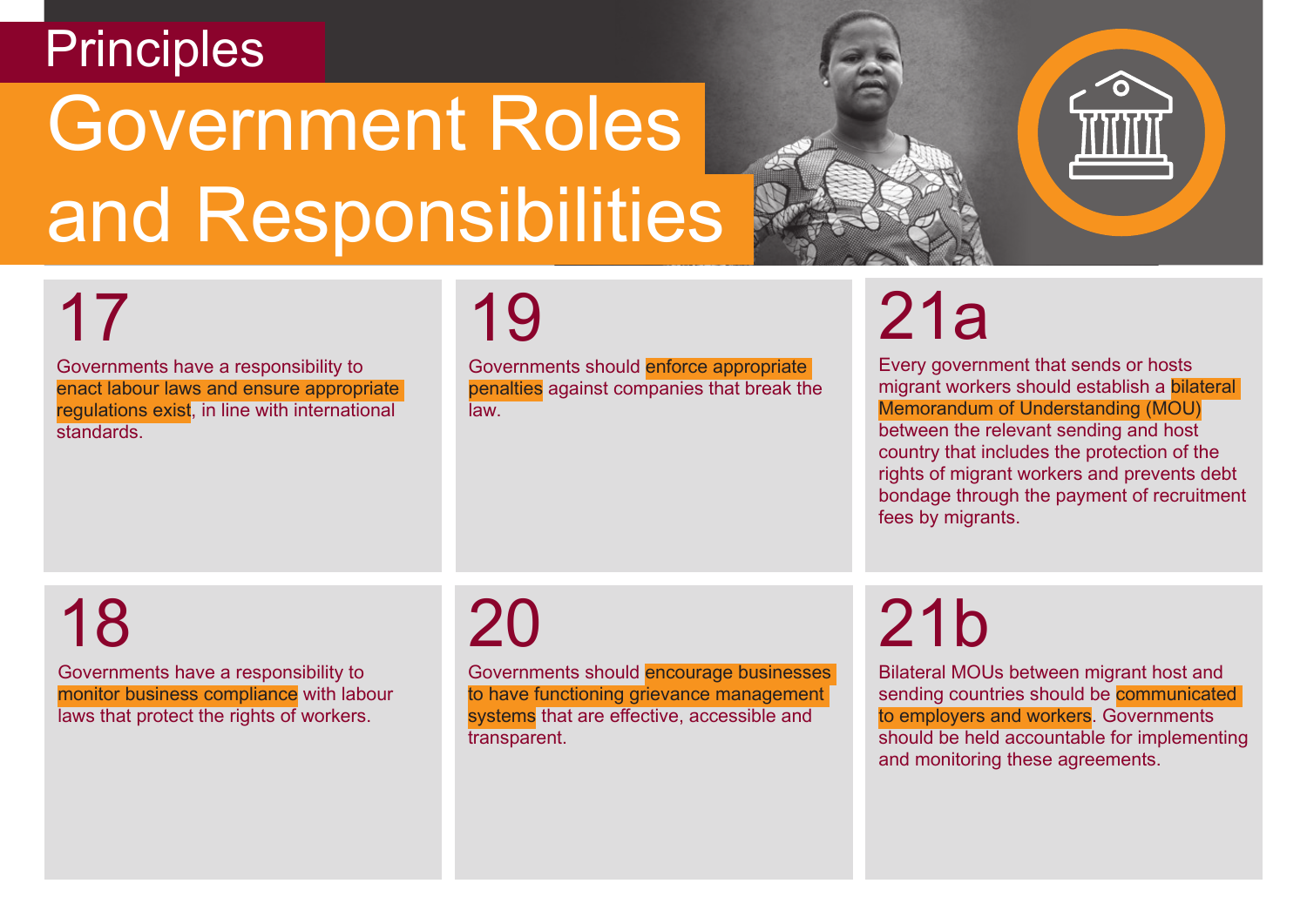Principles

# Government Roles and Responsibilities

## 17

Governments have a responsibility to enact labour laws and ensure appropriate regulations exist, in line with international standards.

## 18

Governments have a responsibility to monitor business compliance with labour laws that protect the rights of workers.

## 19

Governments should enforce appropriate penalties against companies that break the law.

## 20

Governments should encourage businesses to have functioning grievance management systems that are effective, accessible and transparent.

## 21a

Every government that sends or hosts migrant workers should establish a bilateral Memorandum of Understanding (MOU) between the relevant sending and host country that includes the protection of the rights of migrant workers and prevents debt bondage through the payment of recruitment fees by migrants.

## 21b

Bilateral MOUs between migrant host and sending countries should be communicated to employers and workers. Governments should be held accountable for implementing and monitoring these agreements.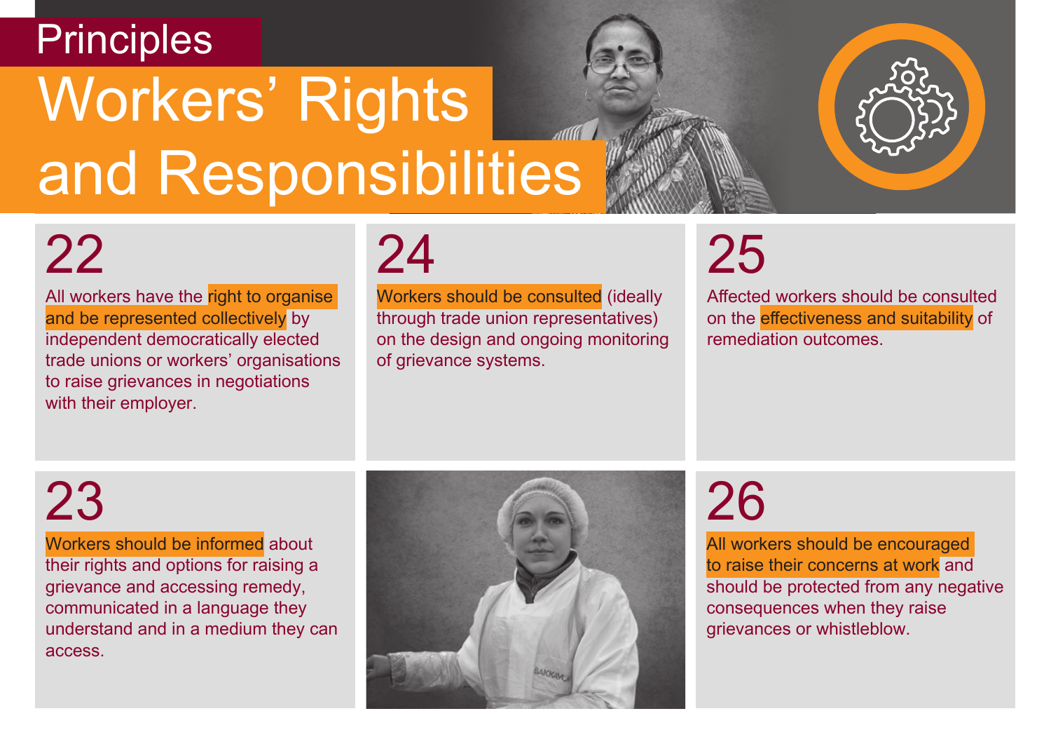# Principles

## Workers' Rights and Responsibilities

### 22

All workers have the **right to organise and be represented collectively** by independent democratically elected trade unions or workers' organisations to raise grievances in negotiations with their employer.

### 23

**Workers should be informed** about their rights and options for raising a grievance and accessing remedy, communicated in a language they understand and in a medium they can access.

### 24

**Workers should be consulted** (ideally through trade union representatives) on the design and ongoing monitoring of grievance systems.

### 25

Affected workers should be consulted on the **effectiveness and suitability** of remediation outcomes.

### 26

**All workers should be encouraged to raise their concerns at work** and should be protected from any negative consequences when they raise grievances or whistleblow.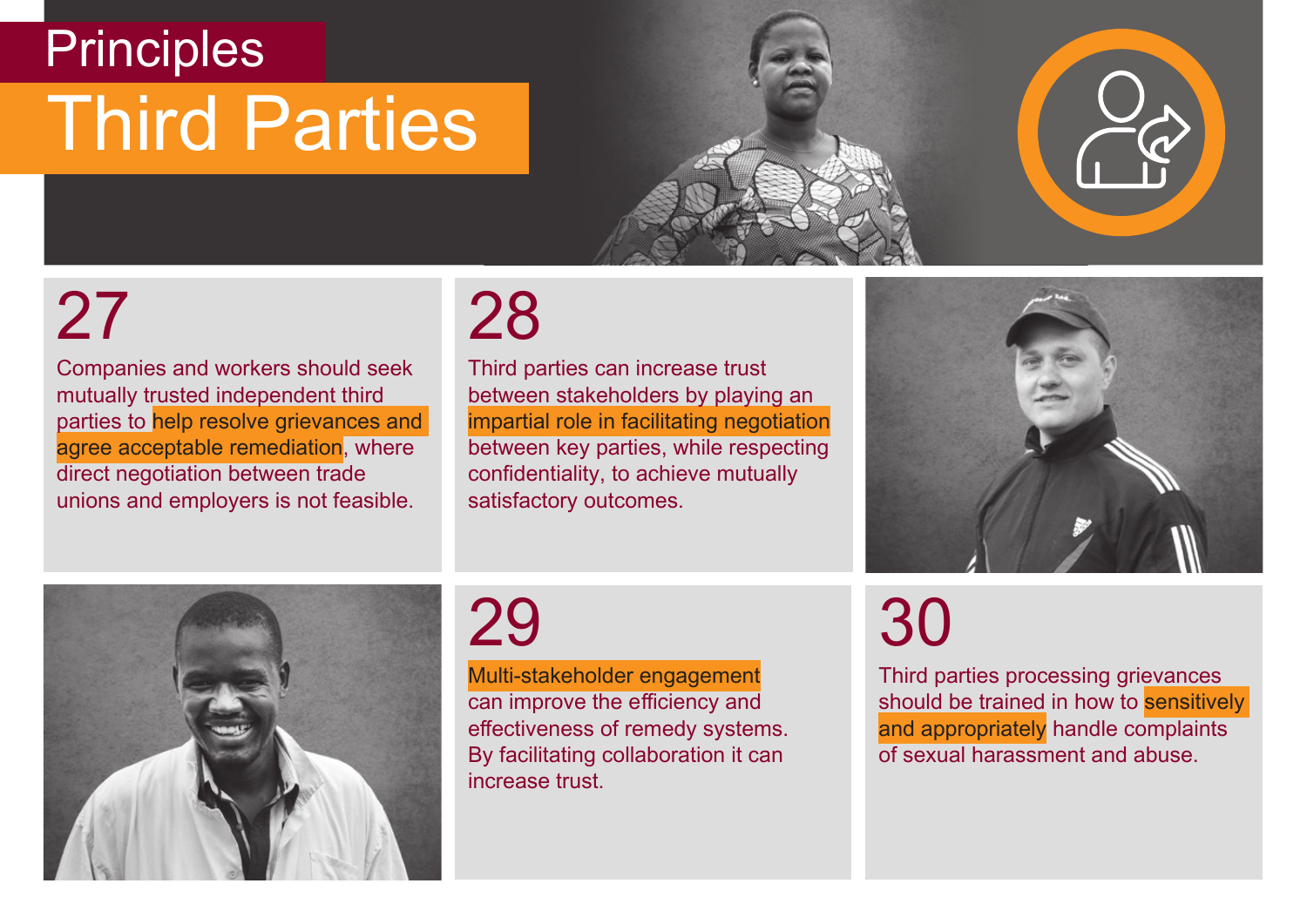Principles

# Third Parties

## 27

Companies and workers should seek mutually trusted independent third parties to help resolve grievances and agree acceptable remediation, where direct negotiation between trade unions and employers is not feasible.

## 28

Third parties can increase trust between stakeholders by playing an impartial role in facilitating negotiation between key parties, while respecting confidentiality, to achieve mutually satisfactory outcomes.

## 29

Multi-stakeholder engagement can improve the efficiency and effectiveness of remedy systems. By facilitating collaboration it can increase trust.

## 30

Third parties processing grievances should be trained in how to sensitively and appropriately handle complaints of sexual harassment and abuse.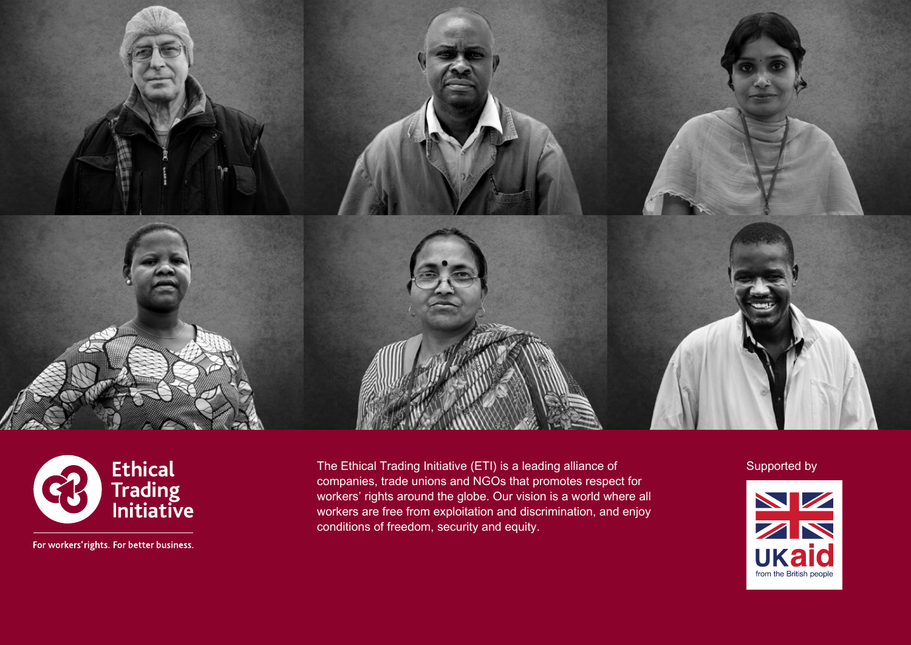Ethical Trading Initiative

For workers' rights. For better business.

The Ethical Trading Initiative (ETI) is a leading alliance of companies, trade unions and NGOs that promotes respect for workers' rights around the globe. Our vision is a world where all workers are free from exploitation and discrimination, and enjoy conditions of freedom, security and equity.

Supported by

UKaid

from the British people